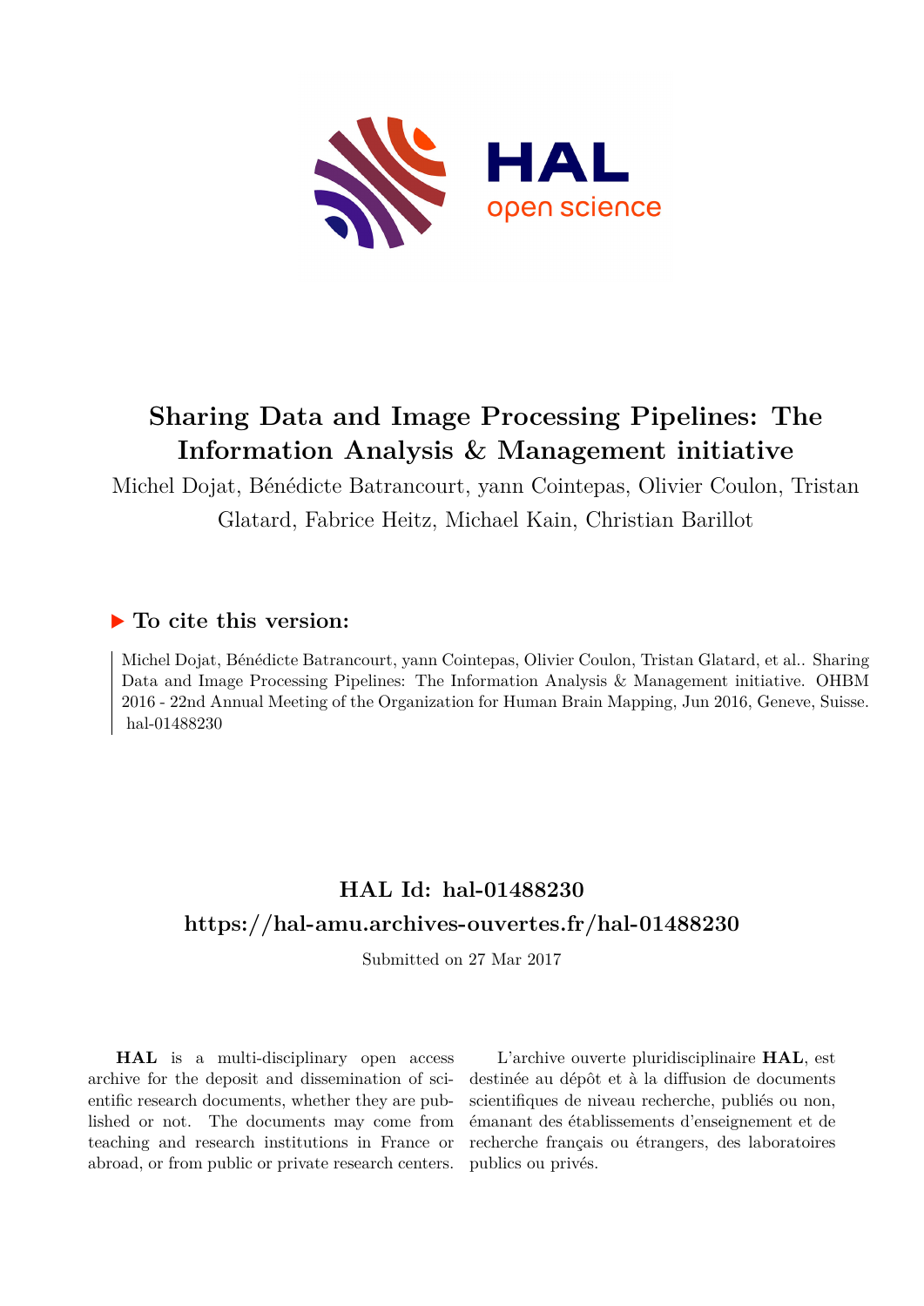# Sharing Data and Image Processing Pipelines: The Information Analysis & Management initiative

Michel Dojat, Bénédicte Batrancourt, yann Cointepas, Olivier Coulon, Tristan Glatard, Fabrice Heitz, Michael Kain, Christian Barillot

## ▶ To cite this version:

Michel Dojat, Bénédicte Batrancourt, yann Cointepas, Olivier Coulon, Tristan Glatard, et al.. Sharing Data and Image Processing Pipelines: The Information Analysis & Management initiative. OHBM 2016 - 22nd Annual Meeting of the Organization for Human Brain Mapping, Jun 2016, Geneve, Suisse. hal-01488230

## HAL Id: hal-01488230

## https://hal-amu.archives-ouvertes.fr/hal-01488230

Submitted on 27 Mar 2017

**HAL** is a multi-disciplinary open access archive for the deposit and dissemination of scientific research documents, whether they are published or not. The documents may come from teaching and research institutions in France or abroad, or from public or private research centers.

L'archive ouverte pluridisciplinaire **HAL**, est destinée au dépôt et à la diffusion de documents scientifiques de niveau recherche, publiés ou non, émanant des établissements d'enseignement et de recherche français ou étrangers, des laboratoires publics ou privés.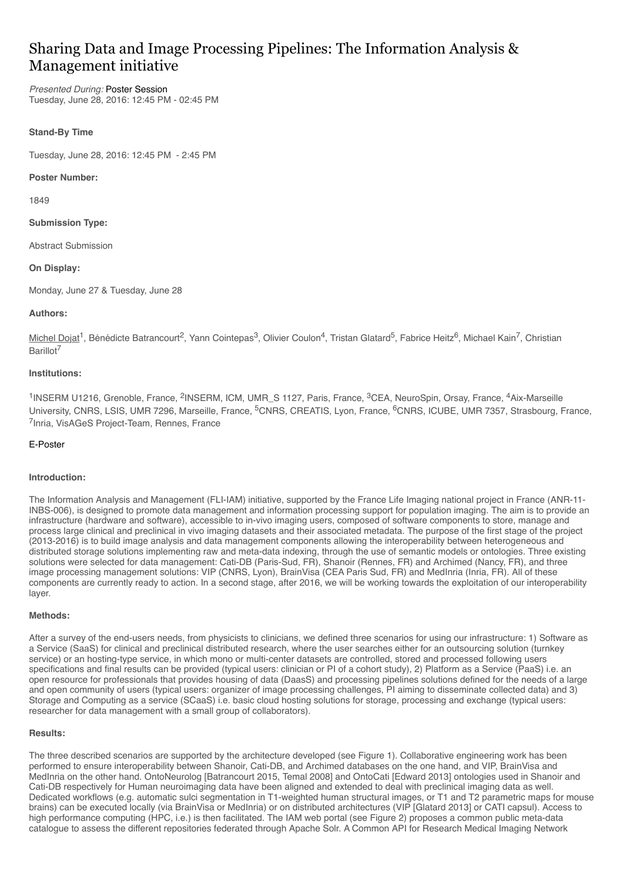# Sharing Data and Image Processing Pipelines: The Information Analysis & Management initiative

*Presented During:* Poster Session
Tuesday, June 28, 2016: 12:45 PM - 02:45 PM

**Stand-By Time**

Tuesday, June 28, 2016: 12:45 PM - 2:45 PM

**Poster Number:**

1849

**Submission Type:**

Abstract Submission

**On Display:**

Monday, June 27 & Tuesday, June 28

**Authors:**

Michel Dojat[1], Bénédicte Batrancourt[2], Yann Cointepas[3], Olivier Coulon[4], Tristan Glatard[5], Fabrice Heitz[6], Michael Kain[7], Christian Barillot[7]

**Institutions:**

[1]INSERM U1216, Grenoble, France, [2]INSERM, ICM, UMR_S 1127, Paris, France, [3]CEA, NeuroSpin, Orsay, France, [4]Aix-Marseille University, CNRS, LSIS, UMR 7296, Marseille, France, [5]CNRS, CREATIS, Lyon, France, [6]CNRS, ICUBE, UMR 7357, Strasbourg, France, [7]Inria, VisAGeS Project-Team, Rennes, France

E-Poster

**Introduction:**

The Information Analysis and Management (FLI-IAM) initiative, supported by the France Life Imaging national project in France (ANR-11-INBS-006), is designed to promote data management and information processing support for population imaging. The aim is to provide an infrastructure (hardware and software), accessible to in-vivo imaging users, composed of software components to store, manage and process large clinical and preclinical in vivo imaging datasets and their associated metadata. The purpose of the first stage of the project (2013-2016) is to build image analysis and data management components allowing the interoperability between heterogeneous and distributed storage solutions implementing raw and meta-data indexing, through the use of semantic models or ontologies. Three existing solutions were selected for data management: Cati-DB (Paris-Sud, FR), Shanoir (Rennes, FR) and Archimed (Nancy, FR), and three image processing management solutions: VIP (CNRS, Lyon), BrainVisa (CEA Paris Sud, FR) and MedInria (Inria, FR). All of these components are currently ready to action. In a second stage, after 2016, we will be working towards the exploitation of our interoperability layer.

**Methods:**

After a survey of the end-users needs, from physicists to clinicians, we defined three scenarios for using our infrastructure: 1) Software as a Service (SaaS) for clinical and preclinical distributed research, where the user searches either for an outsourcing solution (turnkey service) or an hosting-type service, in which mono or multi-center datasets are controlled, stored and processed following users specifications and final results can be provided (typical users: clinician or PI of a cohort study), 2) Platform as a Service (PaaS) i.e. an open resource for professionals that provides housing of data (DaasS) and processing pipelines solutions defined for the needs of a large and open community of users (typical users: organizer of image processing challenges, PI aiming to disseminate collected data) and 3) Storage and Computing as a service (SCaaS) i.e. basic cloud hosting solutions for storage, processing and exchange (typical users: researcher for data management with a small group of collaborators).

**Results:**

The three described scenarios are supported by the architecture developed (see Figure 1). Collaborative engineering work has been performed to ensure interoperability between Shanoir, Cati-DB, and Archimed databases on the one hand, and VIP, BrainVisa and MedInria on the other hand. OntoNeurolog [Batrancourt 2015, Temal 2008] and OntoCati [Edward 2013] ontologies used in Shanoir and Cati-DB respectively for Human neuroimaging data have been aligned and extended to deal with preclinical imaging data as well. Dedicated workflows (e.g. automatic sulci segmentation in T1-weighted human structural images, or T1 and T2 parametric maps for mouse brains) can be executed locally (via BrainVisa or MedInria) or on distributed architectures (VIP [Glatard 2013] or CATI capsul). Access to high performance computing (HPC, i.e.) is then facilitated. The IAM web portal (see Figure 2) proposes a common public meta-data catalogue to assess the different repositories federated through Apache Solr. A Common API for Research Medical Imaging Network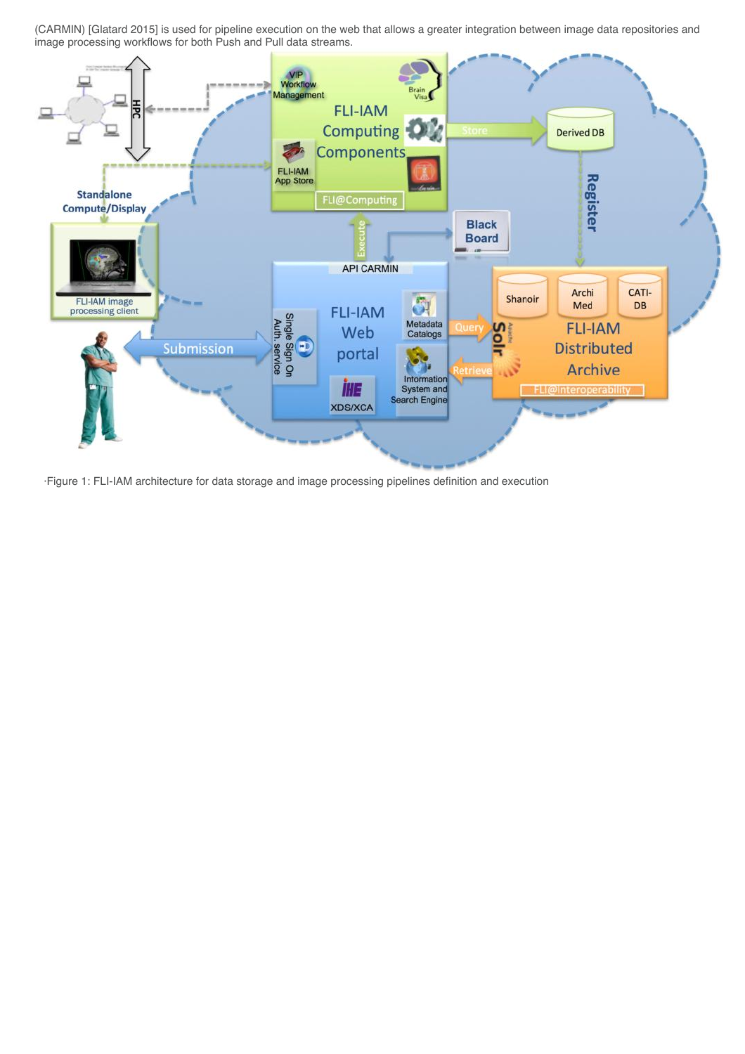(CARMIN) [Glatard 2015] is used for pipeline execution on the web that allows a greater integration between image data repositories and image processing workflows for both Push and Pull data streams.

·Figure 1: FLI-IAM architecture for data storage and image processing pipelines definition and execution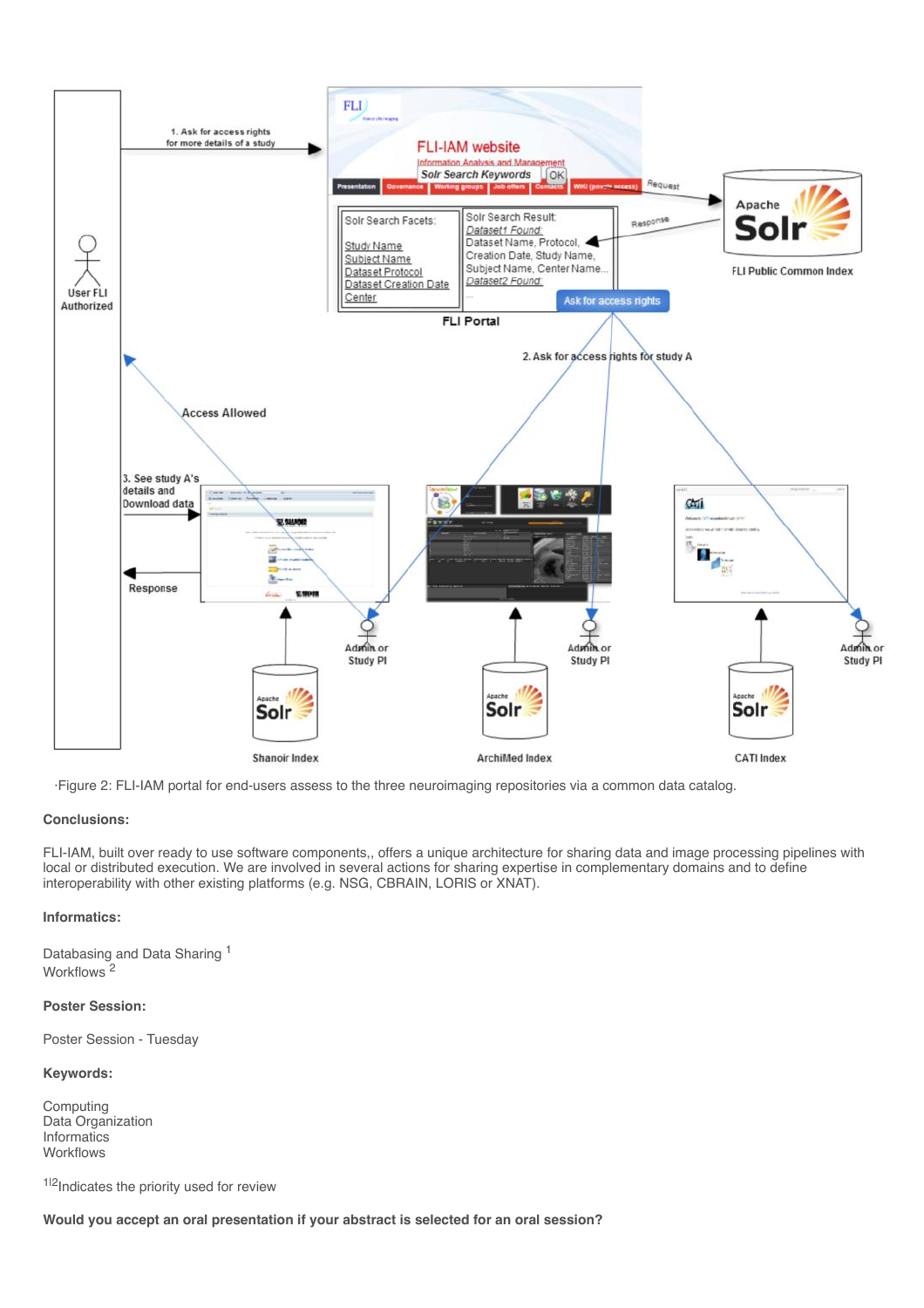·Figure 2: FLI-IAM portal for end-users assess to the three neuroimaging repositories via a common data catalog.

**Conclusions:**

FLI-IAM, built over ready to use software components,, offers a unique architecture for sharing data and image processing pipelines with local or distributed execution. We are involved in several actions for sharing expertise in complementary domains and to define interoperability with other existing platforms (e.g. NSG, CBRAIN, LORIS or XNAT).

**Informatics:**

Databasing and Data Sharing [1]
Workflows [2]

**Poster Session:**

Poster Session - Tuesday

**Keywords:**

Computing
Data Organization
Informatics
Workflows

[1|2]Indicates the priority used for review

**Would you accept an oral presentation if your abstract is selected for an oral session?**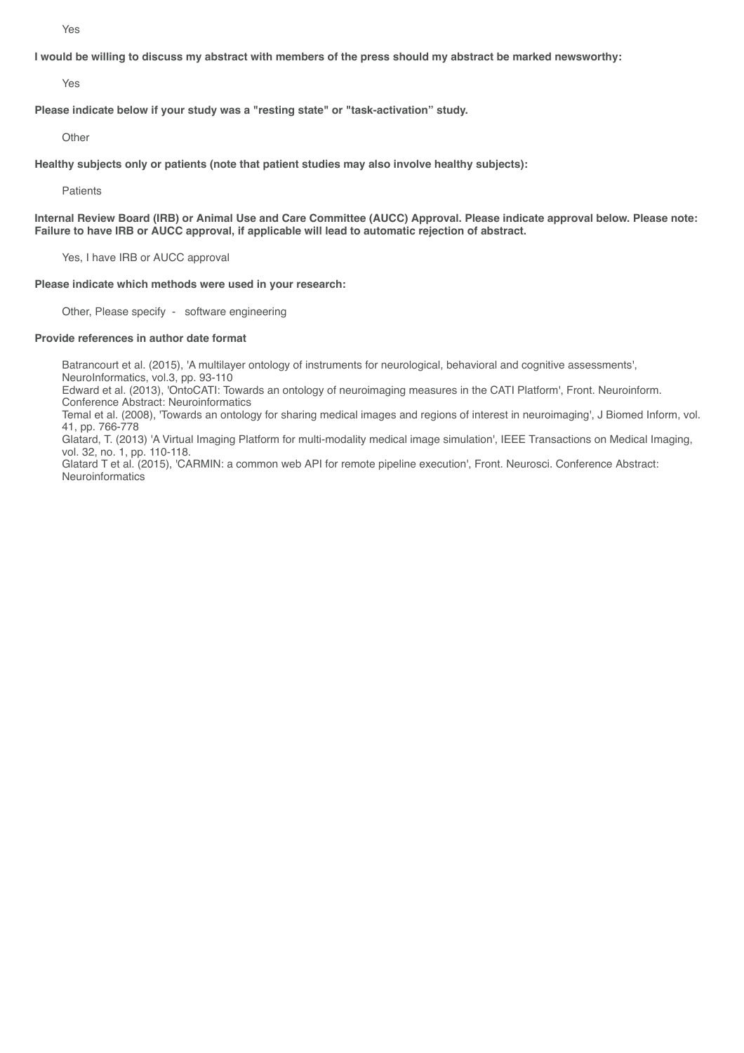Yes

**I would be willing to discuss my abstract with members of the press should my abstract be marked newsworthy:**

Yes

**Please indicate below if your study was a "resting state" or "task-activation" study.**

Other

**Healthy subjects only or patients (note that patient studies may also involve healthy subjects):**

Patients

**Internal Review Board (IRB) or Animal Use and Care Committee (AUCC) Approval. Please indicate approval below. Please note: Failure to have IRB or AUCC approval, if applicable will lead to automatic rejection of abstract.**

Yes, I have IRB or AUCC approval

**Please indicate which methods were used in your research:**

Other, Please specify - software engineering

**Provide references in author date format**

Batrancourt et al. (2015), 'A multilayer ontology of instruments for neurological, behavioral and cognitive assessments', NeuroInformatics, vol.3, pp. 93-110
Edward et al. (2013), 'OntoCATI: Towards an ontology of neuroimaging measures in the CATI Platform', Front. Neuroinform. Conference Abstract: Neuroinformatics
Temal et al. (2008), 'Towards an ontology for sharing medical images and regions of interest in neuroimaging', J Biomed Inform, vol. 41, pp. 766-778
Glatard, T. (2013) 'A Virtual Imaging Platform for multi-modality medical image simulation', IEEE Transactions on Medical Imaging, vol. 32, no. 1, pp. 110-118.
Glatard T et al. (2015), 'CARMIN: a common web API for remote pipeline execution', Front. Neurosci. Conference Abstract: Neuroinformatics